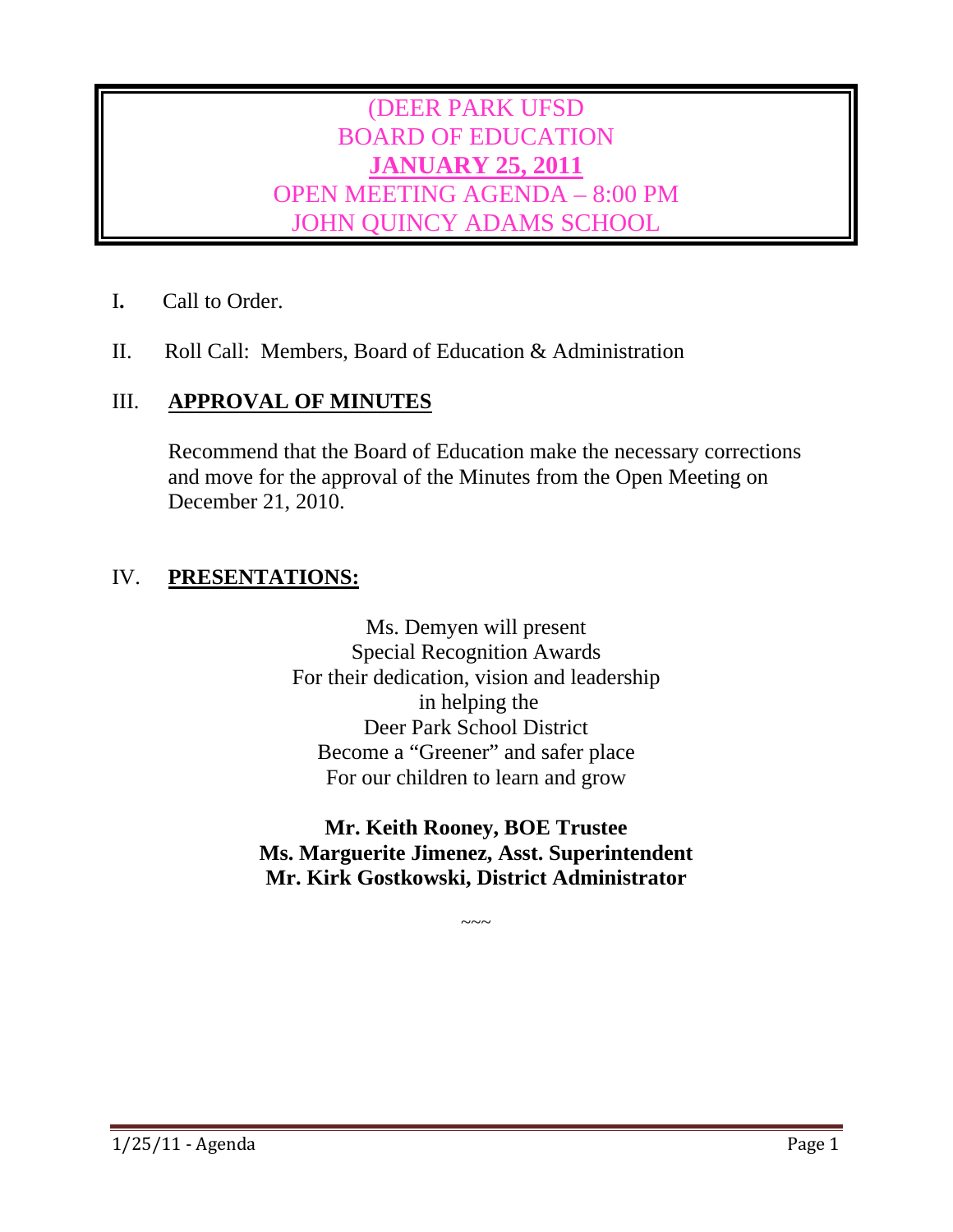# (DEER PARK UFSD
# BOARD OF EDUCATION
# **JANUARY 25, 2011**
# OPEN MEETING AGENDA – 8:00 PM
# JOHN QUINCY ADAMS SCHOOL

I. Call to Order.

II. Roll Call: Members, Board of Education & Administration

## III. APPROVAL OF MINUTES

Recommend that the Board of Education make the necessary corrections and move for the approval of the Minutes from the Open Meeting on December 21, 2010.

## IV. PRESENTATIONS:

Ms. Demyen will present
Special Recognition Awards
For their dedication, vision and leadership
in helping the
Deer Park School District
Become a "Greener" and safer place
For our children to learn and grow

**Mr. Keith Rooney, BOE Trustee**
**Ms. Marguerite Jimenez, Asst. Superintendent**
**Mr. Kirk Gostkowski, District Administrator**

~~~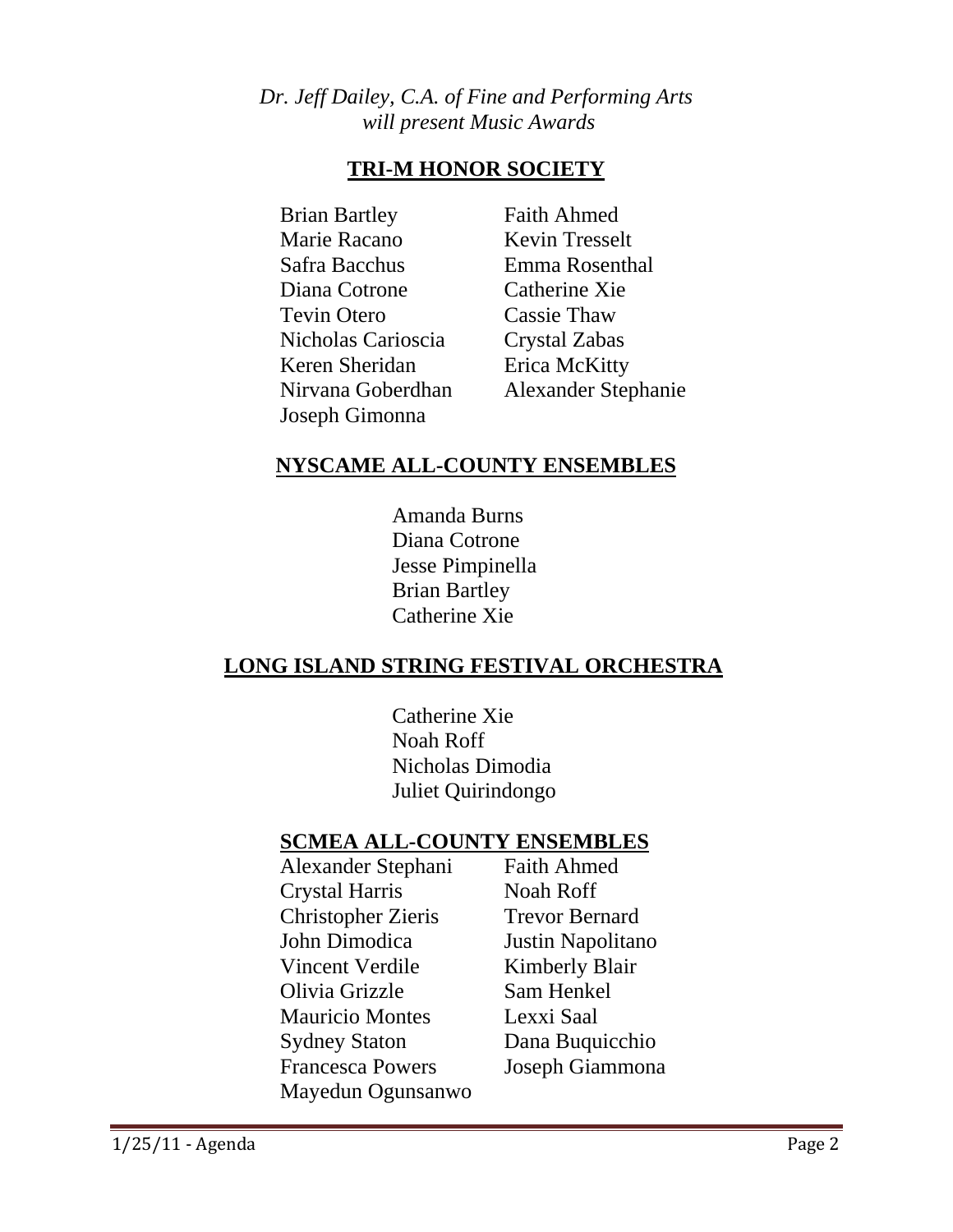*Dr. Jeff Dailey, C.A. of Fine and Performing Arts will present Music Awards*

## TRI-M HONOR SOCIETY

Brian Bartley
Marie Racano
Safra Bacchus
Diana Cotrone
Tevin Otero
Nicholas Carioscia
Keren Sheridan
Nirvana Goberdhan
Joseph Gimonna
Faith Ahmed
Kevin Tresselt
Emma Rosenthal
Catherine Xie
Cassie Thaw
Crystal Zabas
Erica McKitty
Alexander Stephanie

## NYSCAME ALL-COUNTY ENSEMBLES

Amanda Burns
Diana Cotrone
Jesse Pimpinella
Brian Bartley
Catherine Xie

## LONG ISLAND STRING FESTIVAL ORCHESTRA

Catherine Xie
Noah Roff
Nicholas Dimodia
Juliet Quirindongo

## SCMEA ALL-COUNTY ENSEMBLES

Alexander Stephani
Crystal Harris
Christopher Zieris
John Dimodica
Vincent Verdile
Olivia Grizzle
Mauricio Montes
Sydney Staton
Francesca Powers
Mayedun Ogunsanwo
Faith Ahmed
Noah Roff
Trevor Bernard
Justin Napolitano
Kimberly Blair
Sam Henkel
Lexxi Saal
Dana Buquicchio
Joseph Giammona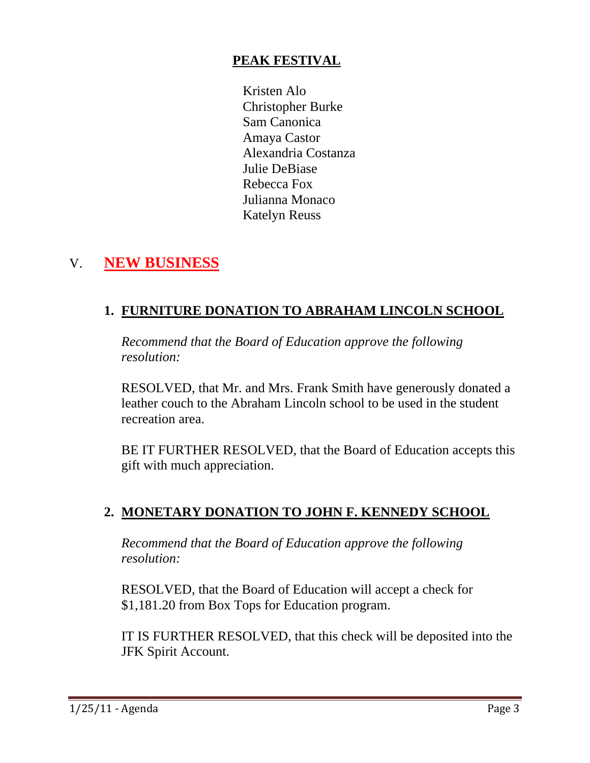**PEAK FESTIVAL**

Kristen Alo
Christopher Burke
Sam Canonica
Amaya Castor
Alexandria Costanza
Julie DeBiase
Rebecca Fox
Julianna Monaco
Katelyn Reuss

# V. NEW BUSINESS

## 1. FURNITURE DONATION TO ABRAHAM LINCOLN SCHOOL

*Recommend that the Board of Education approve the following resolution:*

RESOLVED, that Mr. and Mrs. Frank Smith have generously donated a leather couch to the Abraham Lincoln school to be used in the student recreation area.

BE IT FURTHER RESOLVED, that the Board of Education accepts this gift with much appreciation.

## 2. MONETARY DONATION TO JOHN F. KENNEDY SCHOOL

*Recommend that the Board of Education approve the following resolution:*

RESOLVED, that the Board of Education will accept a check for $1,181.20 from Box Tops for Education program.

IT IS FURTHER RESOLVED, that this check will be deposited into the JFK Spirit Account.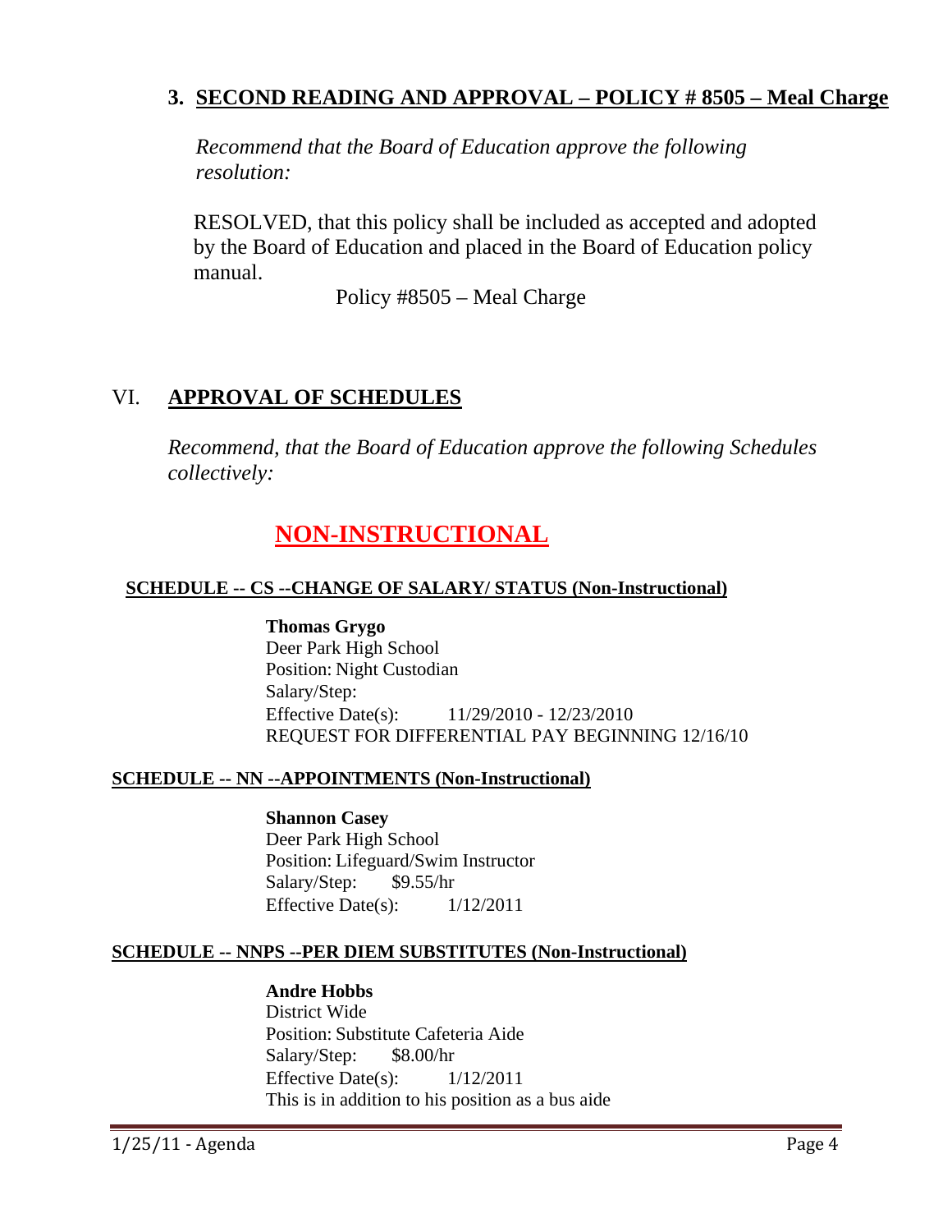### 3. SECOND READING AND APPROVAL – POLICY # 8505 – Meal Charge

*Recommend that the Board of Education approve the following resolution:*

RESOLVED, that this policy shall be included as accepted and adopted by the Board of Education and placed in the Board of Education policy manual.

Policy #8505 – Meal Charge

## VI. APPROVAL OF SCHEDULES

*Recommend, that the Board of Education approve the following Schedules collectively:*

## NON-INSTRUCTIONAL

### SCHEDULE -- CS --CHANGE OF SALARY/ STATUS (Non-Instructional)

**Thomas Grygo**
Deer Park High School
Position: Night Custodian
Salary/Step:
Effective Date(s): 11/29/2010 - 12/23/2010
REQUEST FOR DIFFERENTIAL PAY BEGINNING 12/16/10

### SCHEDULE -- NN --APPOINTMENTS (Non-Instructional)

**Shannon Casey**
Deer Park High School
Position: Lifeguard/Swim Instructor
Salary/Step: $9.55/hr
Effective Date(s): 1/12/2011

### SCHEDULE -- NNPS --PER DIEM SUBSTITUTES (Non-Instructional)

**Andre Hobbs**
District Wide
Position: Substitute Cafeteria Aide
Salary/Step: $8.00/hr
Effective Date(s): 1/12/2011
This is in addition to his position as a bus aide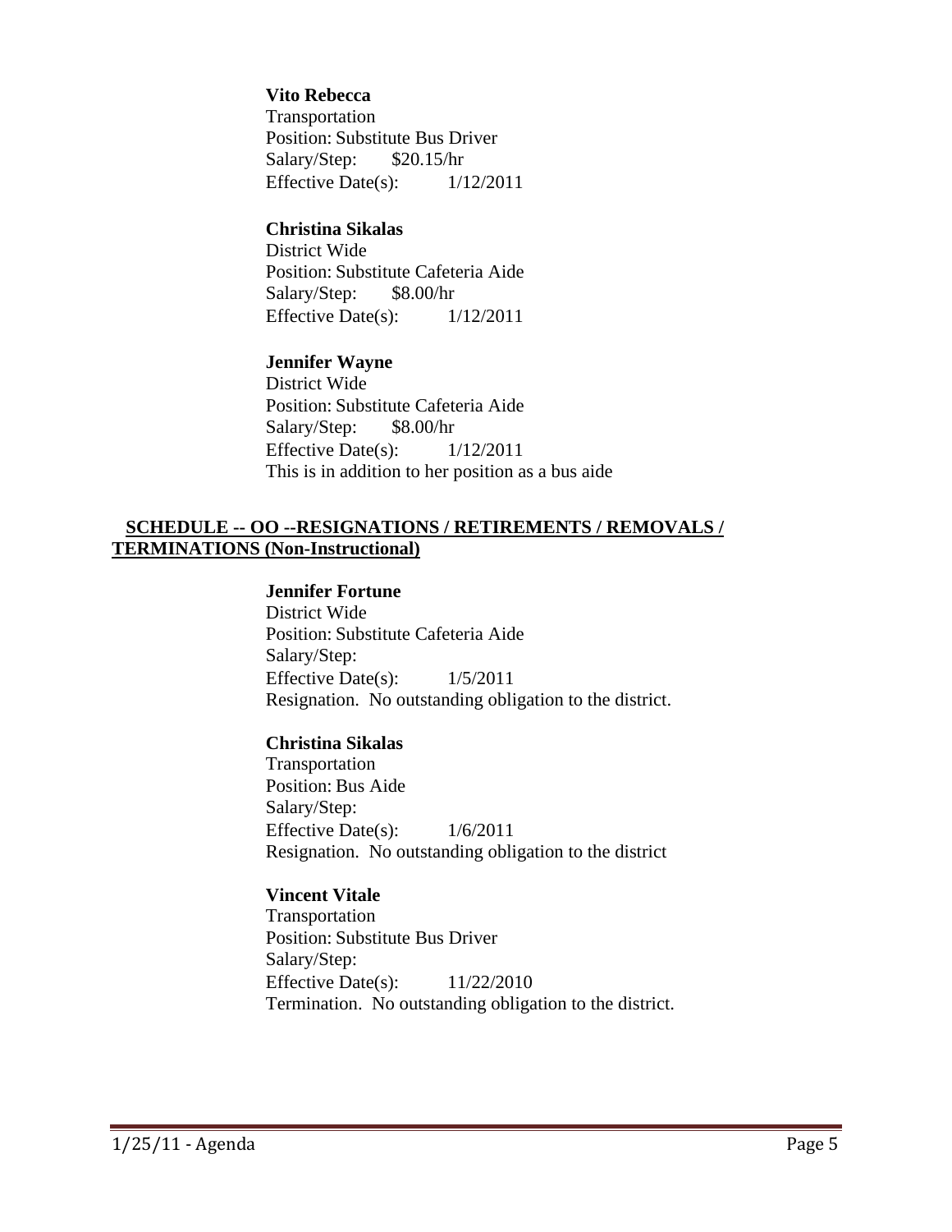**Vito Rebecca**
Transportation
Position: Substitute Bus Driver
Salary/Step: $20.15/hr
Effective Date(s): 1/12/2011

**Christina Sikalas**
District Wide
Position: Substitute Cafeteria Aide
Salary/Step: $8.00/hr
Effective Date(s): 1/12/2011

**Jennifer Wayne**
District Wide
Position: Substitute Cafeteria Aide
Salary/Step: $8.00/hr
Effective Date(s): 1/12/2011
This is in addition to her position as a bus aide

## SCHEDULE -- OO --RESIGNATIONS / RETIREMENTS / REMOVALS / TERMINATIONS (Non-Instructional)

**Jennifer Fortune**
District Wide
Position: Substitute Cafeteria Aide
Salary/Step:
Effective Date(s): 1/5/2011
Resignation. No outstanding obligation to the district.

**Christina Sikalas**
Transportation
Position: Bus Aide
Salary/Step:
Effective Date(s): 1/6/2011
Resignation. No outstanding obligation to the district

**Vincent Vitale**
Transportation
Position: Substitute Bus Driver
Salary/Step:
Effective Date(s): 11/22/2010
Termination. No outstanding obligation to the district.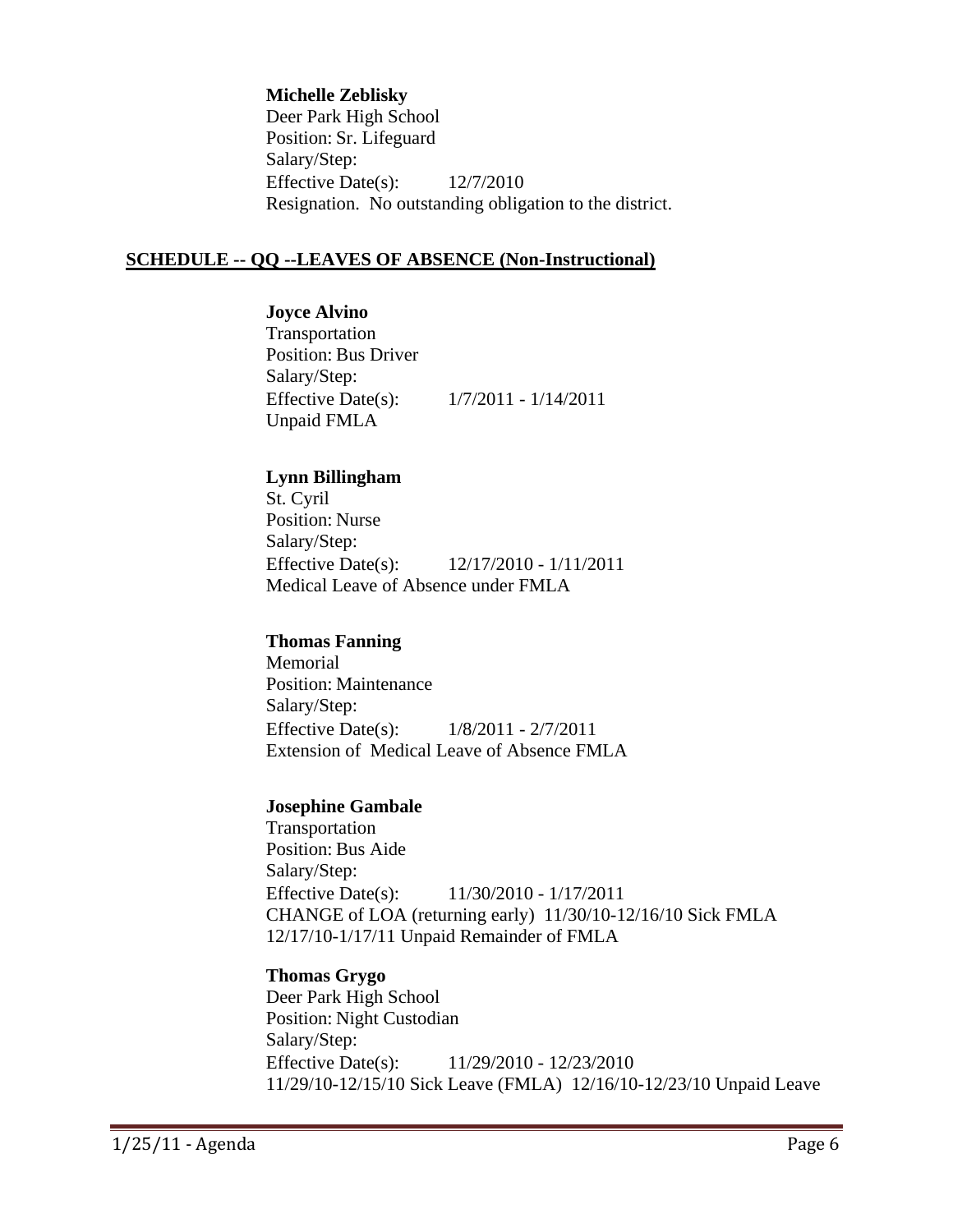**Michelle Zeblisky**
Deer Park High School
Position: Sr. Lifeguard
Salary/Step:
Effective Date(s): 12/7/2010
Resignation. No outstanding obligation to the district.

## SCHEDULE -- QQ --LEAVES OF ABSENCE (Non-Instructional)

**Joyce Alvino**
Transportation
Position: Bus Driver
Salary/Step:
Effective Date(s): 1/7/2011 - 1/14/2011
Unpaid FMLA

**Lynn Billingham**
St. Cyril
Position: Nurse
Salary/Step:
Effective Date(s): 12/17/2010 - 1/11/2011
Medical Leave of Absence under FMLA

**Thomas Fanning**
Memorial
Position: Maintenance
Salary/Step:
Effective Date(s): 1/8/2011 - 2/7/2011
Extension of Medical Leave of Absence FMLA

**Josephine Gambale**
Transportation
Position: Bus Aide
Salary/Step:
Effective Date(s): 11/30/2010 - 1/17/2011
CHANGE of LOA (returning early) 11/30/10-12/16/10 Sick FMLA
12/17/10-1/17/11 Unpaid Remainder of FMLA

**Thomas Grygo**
Deer Park High School
Position: Night Custodian
Salary/Step:
Effective Date(s): 11/29/2010 - 12/23/2010
11/29/10-12/15/10 Sick Leave (FMLA) 12/16/10-12/23/10 Unpaid Leave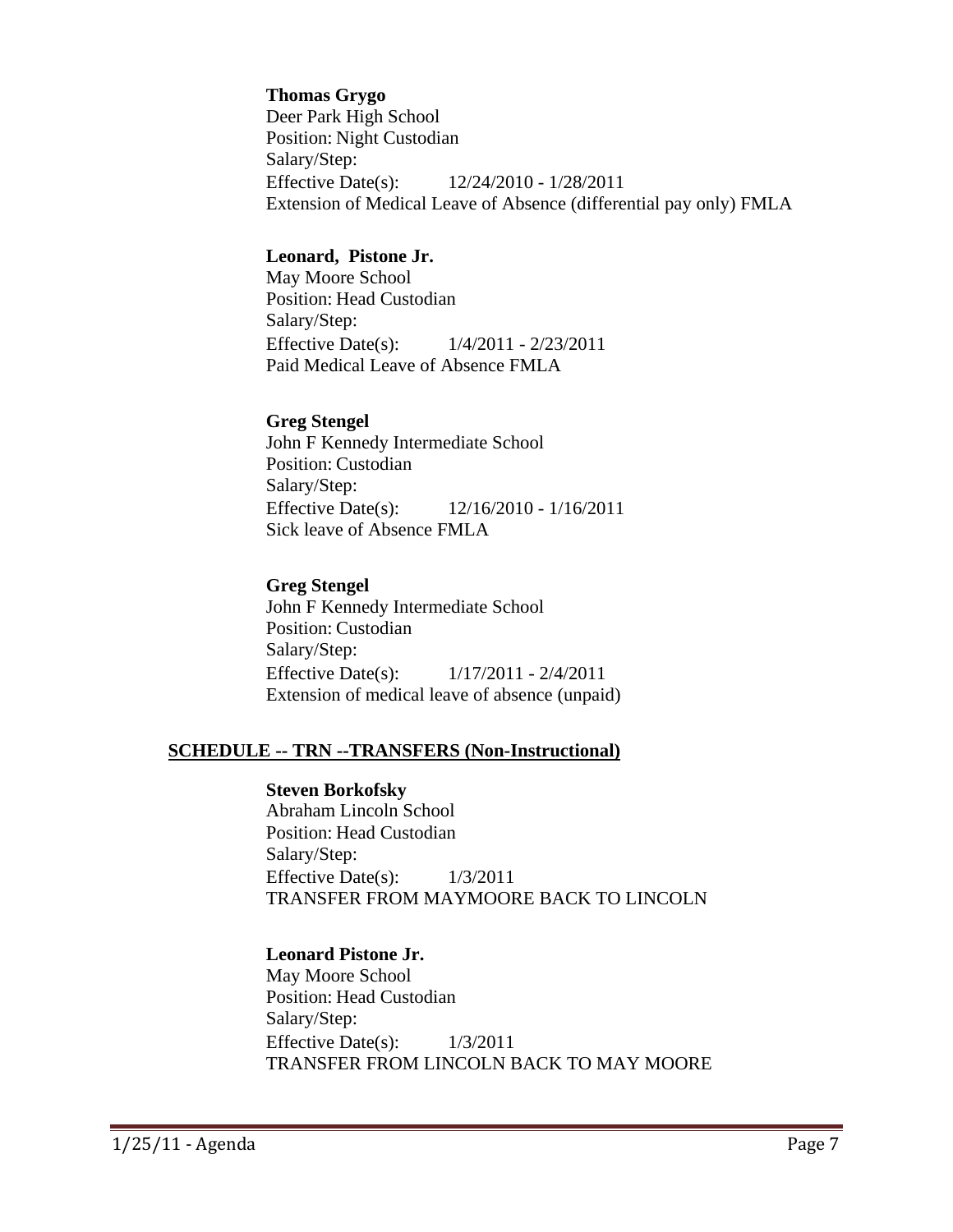**Thomas Grygo**
Deer Park High School
Position: Night Custodian
Salary/Step:
Effective Date(s): 12/24/2010 - 1/28/2011
Extension of Medical Leave of Absence (differential pay only) FMLA

**Leonard, Pistone Jr.**
May Moore School
Position: Head Custodian
Salary/Step:
Effective Date(s): 1/4/2011 - 2/23/2011
Paid Medical Leave of Absence FMLA

**Greg Stengel**
John F Kennedy Intermediate School
Position: Custodian
Salary/Step:
Effective Date(s): 12/16/2010 - 1/16/2011
Sick leave of Absence FMLA

**Greg Stengel**
John F Kennedy Intermediate School
Position: Custodian
Salary/Step:
Effective Date(s): 1/17/2011 - 2/4/2011
Extension of medical leave of absence (unpaid)

## SCHEDULE -- TRN --TRANSFERS (Non-Instructional)

**Steven Borkofsky**
Abraham Lincoln School
Position: Head Custodian
Salary/Step:
Effective Date(s): 1/3/2011
TRANSFER FROM MAYMOORE BACK TO LINCOLN

**Leonard Pistone Jr.**
May Moore School
Position: Head Custodian
Salary/Step:
Effective Date(s): 1/3/2011
TRANSFER FROM LINCOLN BACK TO MAY MOORE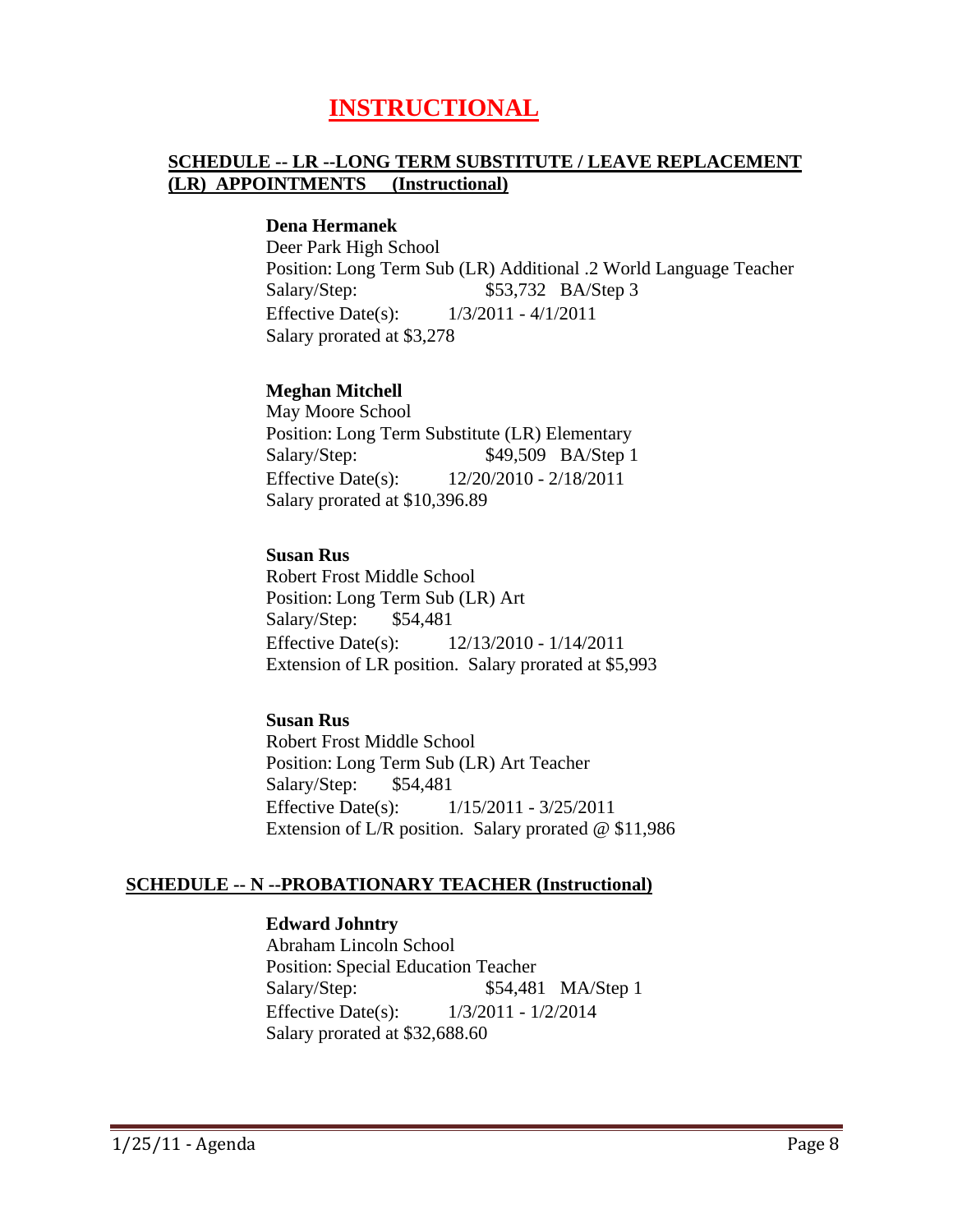# INSTRUCTIONAL

## SCHEDULE -- LR --LONG TERM SUBSTITUTE / LEAVE REPLACEMENT (LR) APPOINTMENTS (Instructional)

**Dena Hermanek**
Deer Park High School
Position: Long Term Sub (LR) Additional .2 World Language Teacher
Salary/Step: $53,732 BA/Step 3
Effective Date(s): 1/3/2011 - 4/1/2011
Salary prorated at $3,278

**Meghan Mitchell**
May Moore School
Position: Long Term Substitute (LR) Elementary
Salary/Step: $49,509 BA/Step 1
Effective Date(s): 12/20/2010 - 2/18/2011
Salary prorated at $10,396.89

**Susan Rus**
Robert Frost Middle School
Position: Long Term Sub (LR) Art
Salary/Step: $54,481
Effective Date(s): 12/13/2010 - 1/14/2011
Extension of LR position. Salary prorated at $5,993

**Susan Rus**
Robert Frost Middle School
Position: Long Term Sub (LR) Art Teacher
Salary/Step: $54,481
Effective Date(s): 1/15/2011 - 3/25/2011
Extension of L/R position. Salary prorated @ $11,986

## SCHEDULE -- N --PROBATIONARY TEACHER (Instructional)

**Edward Johntry**
Abraham Lincoln School
Position: Special Education Teacher
Salary/Step: $54,481 MA/Step 1
Effective Date(s): 1/3/2011 - 1/2/2014
Salary prorated at $32,688.60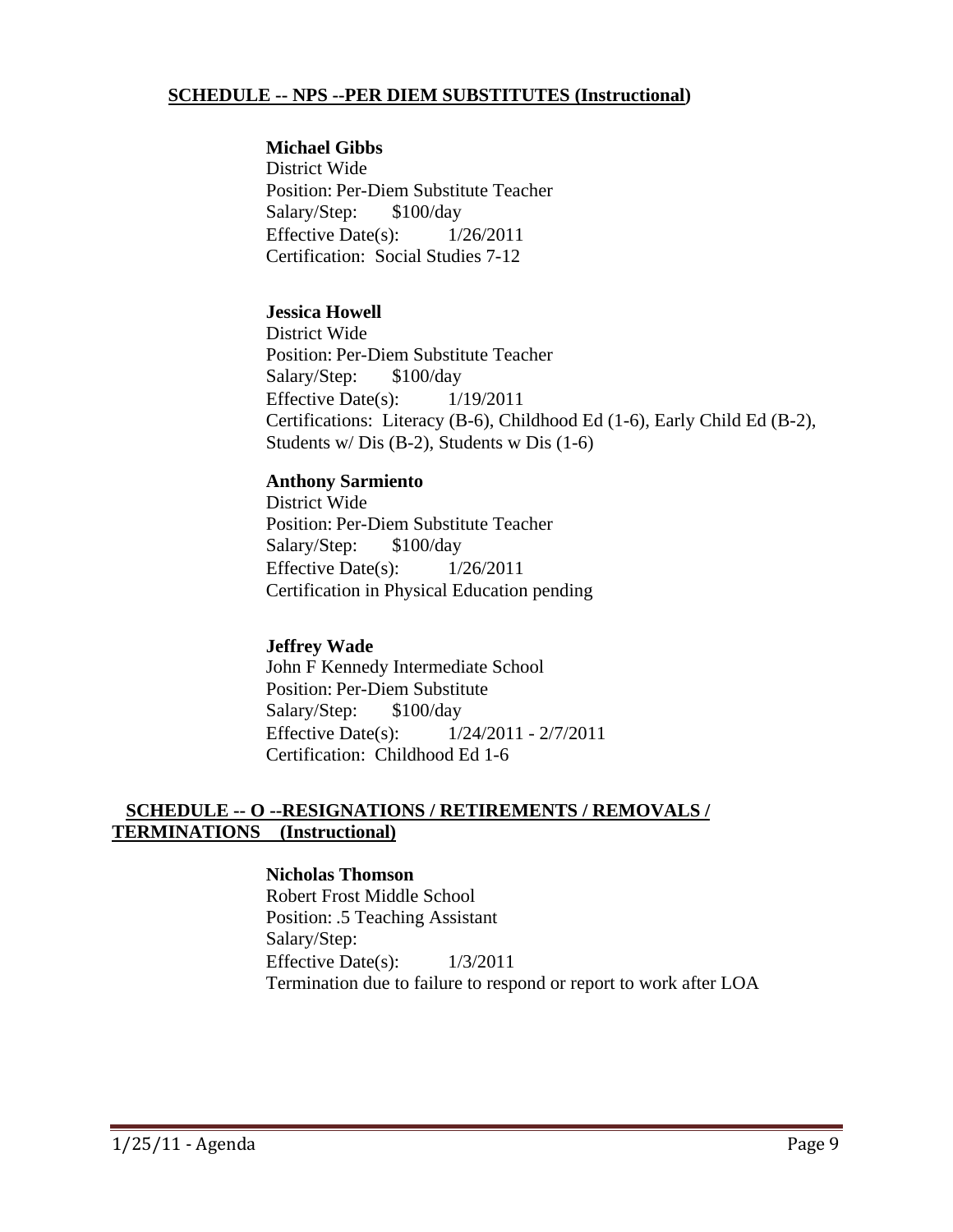## SCHEDULE -- NPS --PER DIEM SUBSTITUTES (Instructional)

**Michael Gibbs**
District Wide
Position: Per-Diem Substitute Teacher
Salary/Step: $100/day
Effective Date(s): 1/26/2011
Certification: Social Studies 7-12

**Jessica Howell**
District Wide
Position: Per-Diem Substitute Teacher
Salary/Step: $100/day
Effective Date(s): 1/19/2011
Certifications: Literacy (B-6), Childhood Ed (1-6), Early Child Ed (B-2), Students w/ Dis (B-2), Students w Dis (1-6)

**Anthony Sarmiento**
District Wide
Position: Per-Diem Substitute Teacher
Salary/Step: $100/day
Effective Date(s): 1/26/2011
Certification in Physical Education pending

**Jeffrey Wade**
John F Kennedy Intermediate School
Position: Per-Diem Substitute
Salary/Step: $100/day
Effective Date(s): 1/24/2011 - 2/7/2011
Certification: Childhood Ed 1-6

## SCHEDULE -- O --RESIGNATIONS / RETIREMENTS / REMOVALS / TERMINATIONS (Instructional)

**Nicholas Thomson**
Robert Frost Middle School
Position: .5 Teaching Assistant
Salary/Step:
Effective Date(s): 1/3/2011
Termination due to failure to respond or report to work after LOA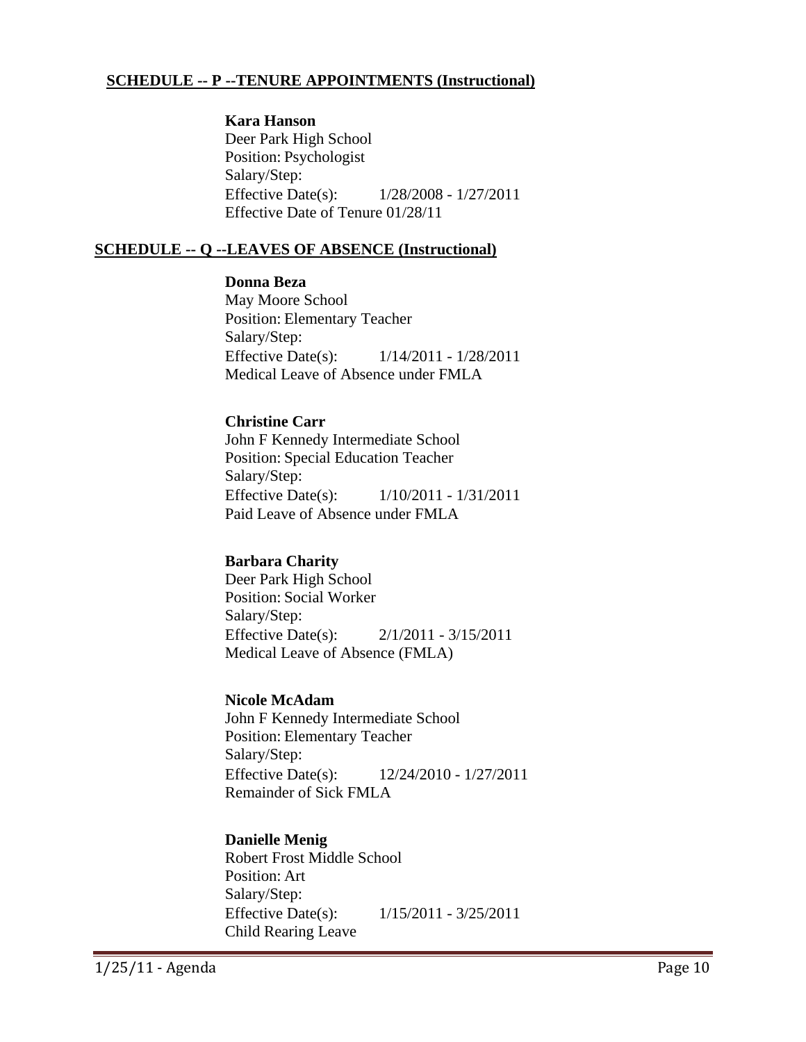## SCHEDULE -- P --TENURE APPOINTMENTS (Instructional)

**Kara Hanson**
Deer Park High School
Position: Psychologist
Salary/Step:
Effective Date(s): 1/28/2008 - 1/27/2011
Effective Date of Tenure 01/28/11

## SCHEDULE -- Q --LEAVES OF ABSENCE (Instructional)

**Donna Beza**
May Moore School
Position: Elementary Teacher
Salary/Step:
Effective Date(s): 1/14/2011 - 1/28/2011
Medical Leave of Absence under FMLA

**Christine Carr**
John F Kennedy Intermediate School
Position: Special Education Teacher
Salary/Step:
Effective Date(s): 1/10/2011 - 1/31/2011
Paid Leave of Absence under FMLA

**Barbara Charity**
Deer Park High School
Position: Social Worker
Salary/Step:
Effective Date(s): 2/1/2011 - 3/15/2011
Medical Leave of Absence (FMLA)

**Nicole McAdam**
John F Kennedy Intermediate School
Position: Elementary Teacher
Salary/Step:
Effective Date(s): 12/24/2010 - 1/27/2011
Remainder of Sick FMLA

**Danielle Menig**
Robert Frost Middle School
Position: Art
Salary/Step:
Effective Date(s): 1/15/2011 - 3/25/2011
Child Rearing Leave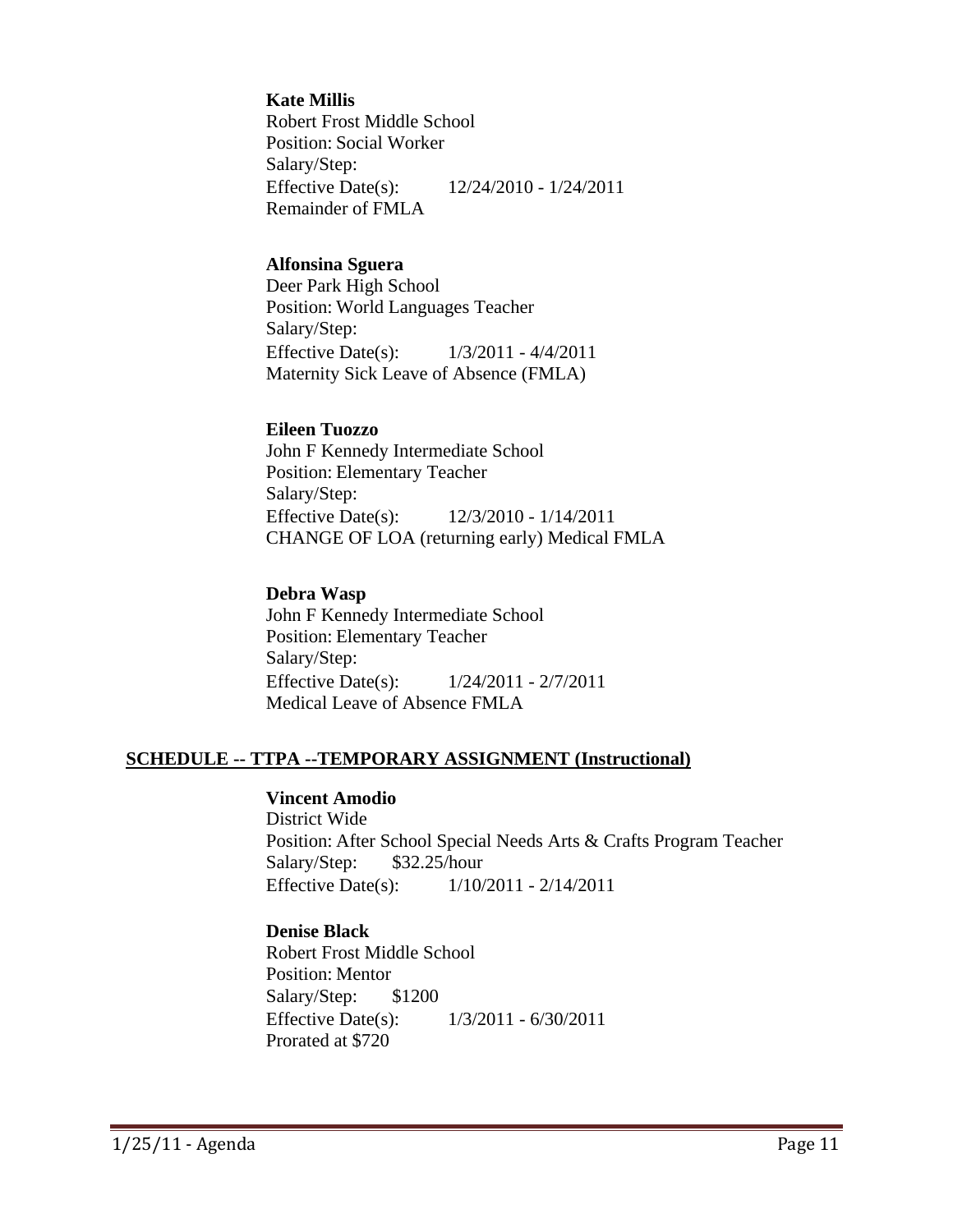**Kate Millis**
Robert Frost Middle School
Position: Social Worker
Salary/Step:
Effective Date(s): 12/24/2010 - 1/24/2011
Remainder of FMLA

**Alfonsina Sguera**
Deer Park High School
Position: World Languages Teacher
Salary/Step:
Effective Date(s): 1/3/2011 - 4/4/2011
Maternity Sick Leave of Absence (FMLA)

**Eileen Tuozzo**
John F Kennedy Intermediate School
Position: Elementary Teacher
Salary/Step:
Effective Date(s): 12/3/2010 - 1/14/2011
CHANGE OF LOA (returning early) Medical FMLA

**Debra Wasp**
John F Kennedy Intermediate School
Position: Elementary Teacher
Salary/Step:
Effective Date(s): 1/24/2011 - 2/7/2011
Medical Leave of Absence FMLA

## SCHEDULE -- TTPA --TEMPORARY ASSIGNMENT (Instructional)

**Vincent Amodio**
District Wide
Position: After School Special Needs Arts & Crafts Program Teacher
Salary/Step: $32.25/hour
Effective Date(s): 1/10/2011 - 2/14/2011

**Denise Black**
Robert Frost Middle School
Position: Mentor
Salary/Step: $1200
Effective Date(s): 1/3/2011 - 6/30/2011
Prorated at $720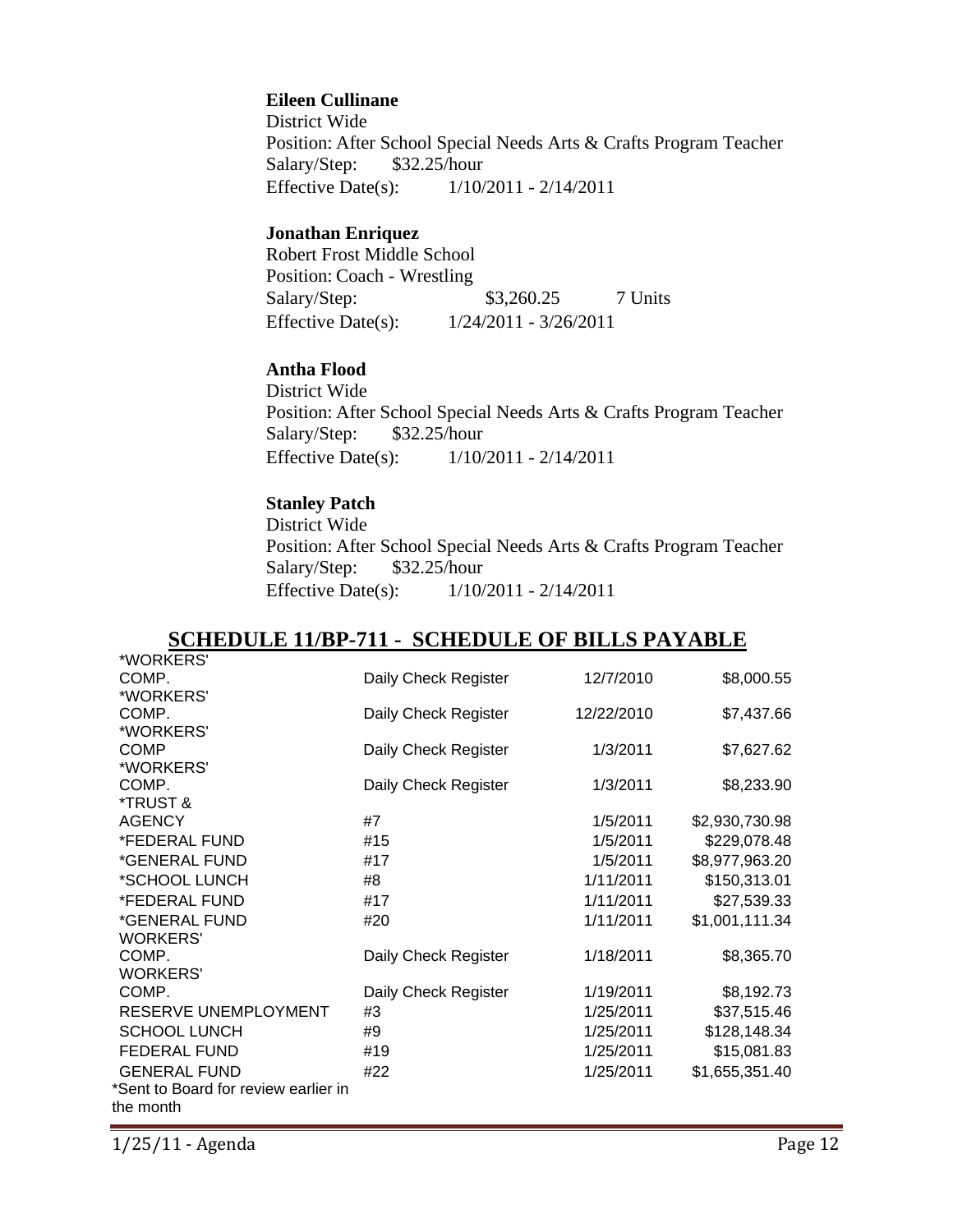**Eileen Cullinane**
District Wide
Position: After School Special Needs Arts & Crafts Program Teacher
Salary/Step: $32.25/hour
Effective Date(s): 1/10/2011 - 2/14/2011

**Jonathan Enriquez**
Robert Frost Middle School
Position: Coach - Wrestling
Salary/Step: $3,260.25 7 Units
Effective Date(s): 1/24/2011 - 3/26/2011

**Antha Flood**
District Wide
Position: After School Special Needs Arts & Crafts Program Teacher
Salary/Step: $32.25/hour
Effective Date(s): 1/10/2011 - 2/14/2011

**Stanley Patch**
District Wide
Position: After School Special Needs Arts & Crafts Program Teacher
Salary/Step: $32.25/hour
Effective Date(s): 1/10/2011 - 2/14/2011

## SCHEDULE 11/BP-711 - SCHEDULE OF BILLS PAYABLE

| | | | |
|---|---|---|---|
| *WORKERS' COMP. | Daily Check Register | 12/7/2010 | $8,000.55 |
| *WORKERS' COMP. | Daily Check Register | 12/22/2010 | $7,437.66 |
| *WORKERS' COMP | Daily Check Register | 1/3/2011 | $7,627.62 |
| *WORKERS' COMP. | Daily Check Register | 1/3/2011 | $8,233.90 |
| *TRUST & AGENCY | #7 | 1/5/2011 | $2,930,730.98 |
| *FEDERAL FUND | #15 | 1/5/2011 | $229,078.48 |
| *GENERAL FUND | #17 | 1/5/2011 | $8,977,963.20 |
| *SCHOOL LUNCH | #8 | 1/11/2011 | $150,313.01 |
| *FEDERAL FUND | #17 | 1/11/2011 | $27,539.33 |
| *GENERAL FUND | #20 | 1/11/2011 | $1,001,111.34 |
| WORKERS' COMP. | Daily Check Register | 1/18/2011 | $8,365.70 |
| WORKERS' COMP. | Daily Check Register | 1/19/2011 | $8,192.73 |
| RESERVE UNEMPLOYMENT | #3 | 1/25/2011 | $37,515.46 |
| SCHOOL LUNCH | #9 | 1/25/2011 | $128,148.34 |
| FEDERAL FUND | #19 | 1/25/2011 | $15,081.83 |
| GENERAL FUND | #22 | 1/25/2011 | $1,655,351.40 |

*Sent to Board for review earlier in the month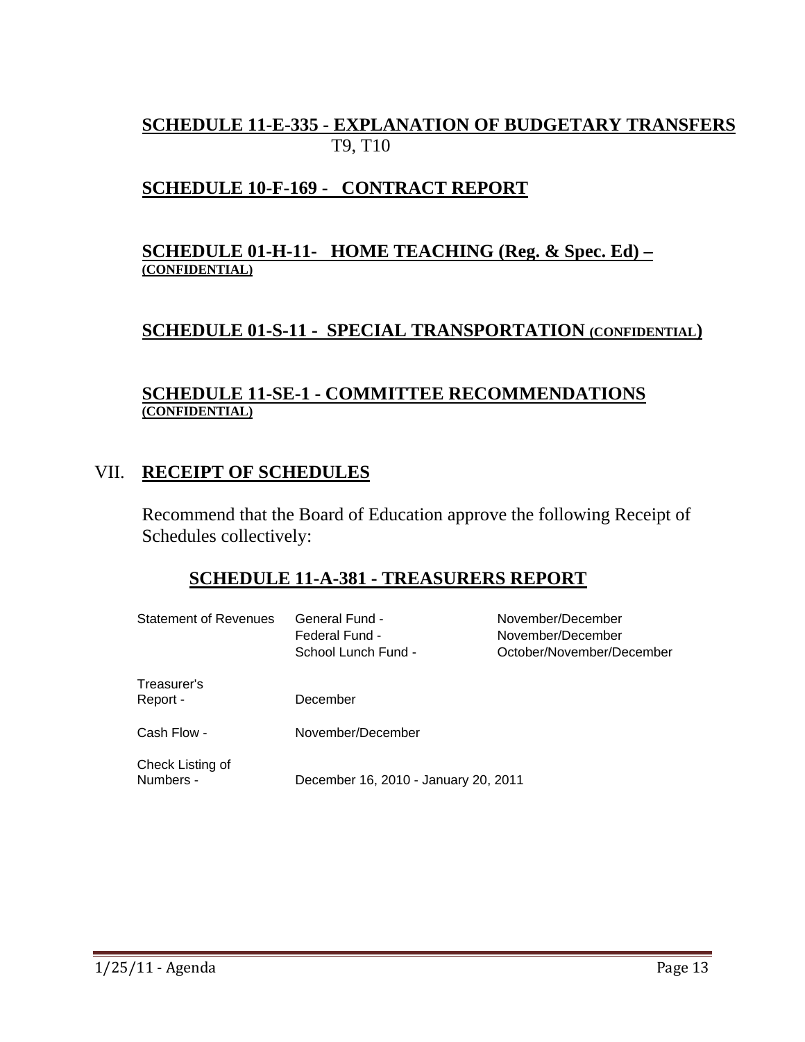**SCHEDULE 11-E-335 - EXPLANATION OF BUDGETARY TRANSFERS**
T9, T10

**SCHEDULE 10-F-169 - CONTRACT REPORT**

**SCHEDULE 01-H-11- HOME TEACHING (Reg. & Spec. Ed) – (CONFIDENTIAL)**

**SCHEDULE 01-S-11 - SPECIAL TRANSPORTATION (CONFIDENTIAL)**

**SCHEDULE 11-SE-1 - COMMITTEE RECOMMENDATIONS (CONFIDENTIAL)**

## VII. RECEIPT OF SCHEDULES

Recommend that the Board of Education approve the following Receipt of Schedules collectively:

### SCHEDULE 11-A-381 - TREASURERS REPORT

| | | |
|---|---|---|
| Statement of Revenues | General Fund - | November/December |
| | Federal Fund - | November/December |
| | School Lunch Fund - | October/November/December |
| Treasurer's Report - | December | |
| Cash Flow - | November/December | |
| Check Listing of Numbers - | December 16, 2010 - January 20, 2011 | |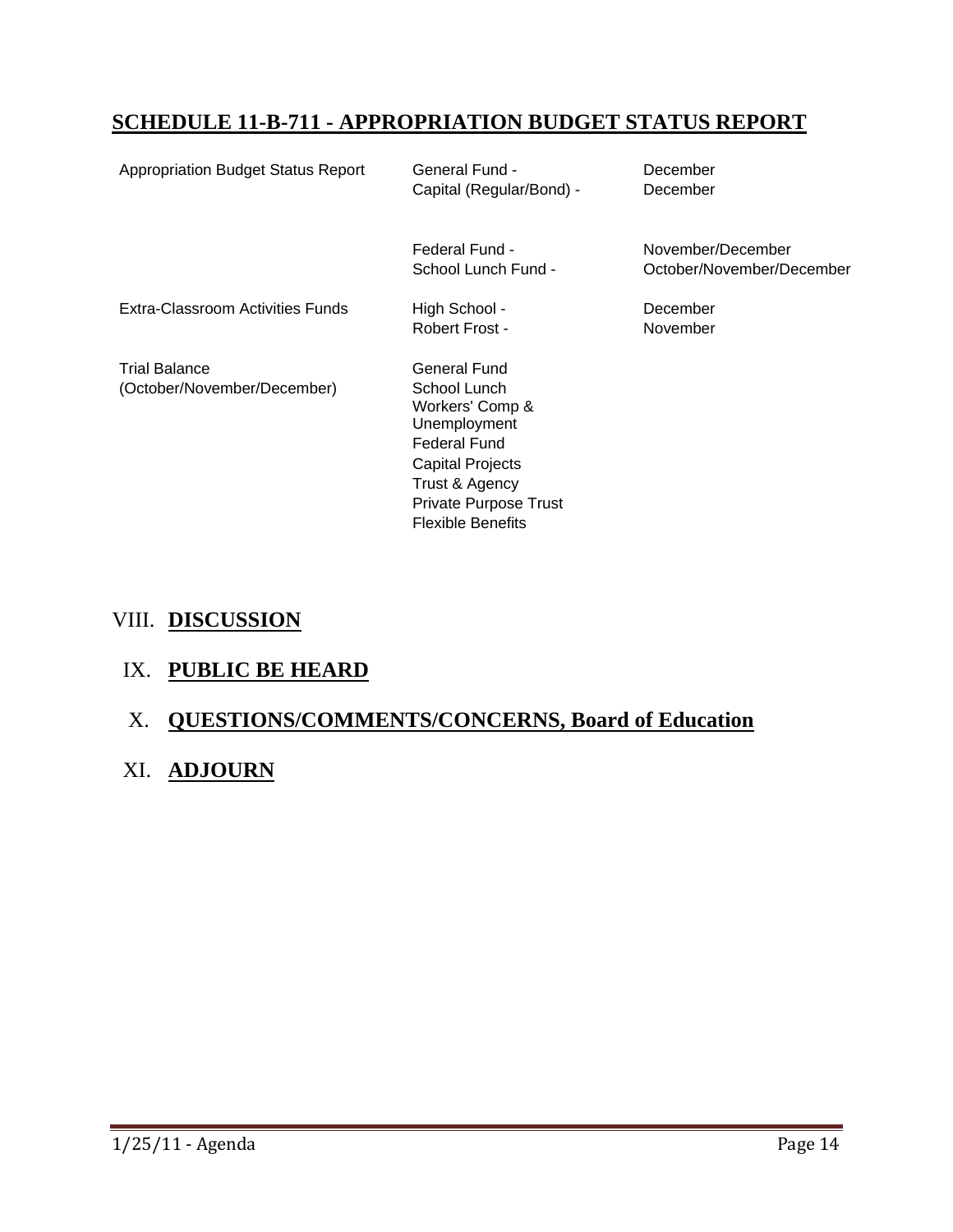## SCHEDULE 11-B-711 - APPROPRIATION BUDGET STATUS REPORT

| | | |
|---|---|---|
| Appropriation Budget Status Report | General Fund - | December |
| | Capital (Regular/Bond) - | December |
| | Federal Fund - | November/December |
| | School Lunch Fund - | October/November/December |
| Extra-Classroom Activities Funds | High School - | December |
| | Robert Frost - | November |
| Trial Balance (October/November/December) | General Fund | |
| | School Lunch | |
| | Workers' Comp & Unemployment | |
| | Federal Fund | |
| | Capital Projects | |
| | Trust & Agency | |
| | Private Purpose Trust | |
| | Flexible Benefits | |

## VIII. DISCUSSION

## IX. PUBLIC BE HEARD

## X. QUESTIONS/COMMENTS/CONCERNS, Board of Education

## XI. ADJOURN